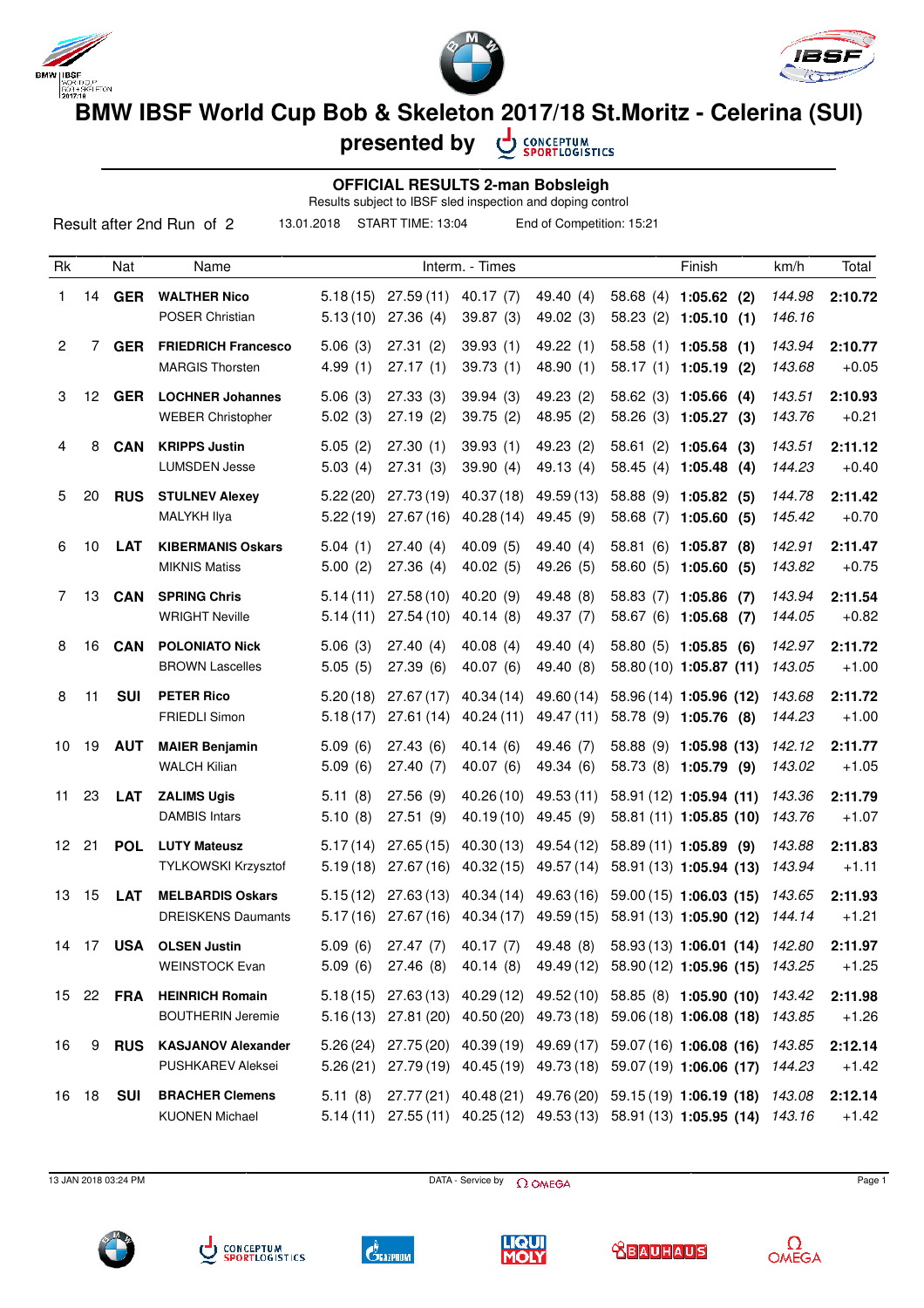# BMW IBSF World Cup Bob & Skeleton 2017/18 St.Moritz - Celerina (SUI)

## presented by CONCEPTUM SPORTLOGISTICS

### OFFICIAL RESULTS 2-man Bobsleigh

Results subject to IBSF sled inspection and doping control

Result after 2nd Run of 2 | 13.01.2018 | START TIME: 13:04 | End of Competition: 15:21

| Rk | | Nat | Name | Interm. - Times | | | | | Finish | km/h | Total |
|---|---|---|---|---|---|---|---|---|---|---|---|
| 1 | 14 | **GER** | **WALTHER Nico** | 5.18 (15) | 27.59 (11) | 40.17 (7) | 49.40 (4) | 58.68 (4) | **1:05.62 (2)** | *144.98* | **2:10.72** |
| | | | POSER Christian | 5.13 (10) | 27.36 (4) | 39.87 (3) | 49.02 (3) | 58.23 (2) | **1:05.10 (1)** | *146.16* | |
| 2 | 7 | **GER** | **FRIEDRICH Francesco** | 5.06 (3) | 27.31 (2) | 39.93 (1) | 49.22 (1) | 58.58 (1) | **1:05.58 (1)** | *143.94* | **2:10.77** |
| | | | MARGIS Thorsten | 4.99 (1) | 27.17 (1) | 39.73 (1) | 48.90 (1) | 58.17 (1) | **1:05.19 (2)** | *143.68* | +0.05 |
| 3 | 12 | **GER** | **LOCHNER Johannes** | 5.06 (3) | 27.33 (3) | 39.94 (3) | 49.23 (2) | 58.62 (3) | **1:05.66 (4)** | *143.51* | **2:10.93** |
| | | | WEBER Christopher | 5.02 (3) | 27.19 (2) | 39.75 (2) | 48.95 (2) | 58.26 (3) | **1:05.27 (3)** | *143.76* | +0.21 |
| 4 | 8 | **CAN** | **KRIPPS Justin** | 5.05 (2) | 27.30 (1) | 39.93 (1) | 49.23 (2) | 58.61 (2) | **1:05.64 (3)** | *143.51* | **2:11.12** |
| | | | LUMSDEN Jesse | 5.03 (4) | 27.31 (3) | 39.90 (4) | 49.13 (4) | 58.45 (4) | **1:05.48 (4)** | *144.23* | +0.40 |
| 5 | 20 | **RUS** | **STULNEV Alexey** | 5.22 (20) | 27.73 (19) | 40.37 (18) | 49.59 (13) | 58.88 (9) | **1:05.82 (5)** | *144.78* | **2:11.42** |
| | | | MALYKH Ilya | 5.22 (19) | 27.67 (16) | 40.28 (14) | 49.45 (9) | 58.68 (7) | **1:05.60 (5)** | *145.42* | +0.70 |
| 6 | 10 | **LAT** | **KIBERMANIS Oskars** | 5.04 (1) | 27.40 (4) | 40.09 (5) | 49.40 (4) | 58.81 (6) | **1:05.87 (8)** | *142.91* | **2:11.47** |
| | | | MIKNIS Matiss | 5.00 (2) | 27.36 (4) | 40.02 (5) | 49.26 (5) | 58.60 (5) | **1:05.60 (5)** | *143.82* | +0.75 |
| 7 | 13 | **CAN** | **SPRING Chris** | 5.14 (11) | 27.58 (10) | 40.20 (9) | 49.48 (8) | 58.83 (7) | **1:05.86 (7)** | *143.94* | **2:11.54** |
| | | | WRIGHT Neville | 5.14 (11) | 27.54 (10) | 40.14 (8) | 49.37 (7) | 58.67 (6) | **1:05.68 (7)** | *144.05* | +0.82 |
| 8 | 16 | **CAN** | **POLONIATO Nick** | 5.06 (3) | 27.40 (4) | 40.08 (4) | 49.40 (4) | 58.80 (5) | **1:05.85 (6)** | *142.97* | **2:11.72** |
| | | | BROWN Lascelles | 5.05 (5) | 27.39 (6) | 40.07 (6) | 49.40 (8) | 58.80 (10) | **1:05.87 (11)** | *143.05* | +1.00 |
| 8 | 11 | **SUI** | **PETER Rico** | 5.20 (18) | 27.67 (17) | 40.34 (14) | 49.60 (14) | 58.96 (14) | **1:05.96 (12)** | *143.68* | **2:11.72** |
| | | | FRIEDLI Simon | 5.18 (17) | 27.61 (14) | 40.24 (11) | 49.47 (11) | 58.78 (9) | **1:05.76 (8)** | *144.23* | +1.00 |
| 10 | 19 | **AUT** | **MAIER Benjamin** | 5.09 (6) | 27.43 (6) | 40.14 (6) | 49.46 (7) | 58.88 (9) | **1:05.98 (13)** | *142.12* | **2:11.77** |
| | | | WALCH Kilian | 5.09 (6) | 27.40 (7) | 40.07 (6) | 49.34 (6) | 58.73 (8) | **1:05.79 (9)** | *143.02* | +1.05 |
| 11 | 23 | **LAT** | **ZALIMS Ugis** | 5.11 (8) | 27.56 (9) | 40.26 (10) | 49.53 (11) | 58.91 (12) | **1:05.94 (11)** | *143.36* | **2:11.79** |
| | | | DAMBIS Intars | 5.10 (8) | 27.51 (9) | 40.19 (10) | 49.45 (9) | 58.81 (11) | **1:05.85 (10)** | *143.76* | +1.07 |
| 12 | 21 | **POL** | **LUTY Mateusz** | 5.17 (14) | 27.65 (15) | 40.30 (13) | 49.54 (12) | 58.89 (11) | **1:05.89 (9)** | *143.88* | **2:11.83** |
| | | | TYLKOWSKI Krzysztof | 5.19 (18) | 27.67 (16) | 40.32 (15) | 49.57 (14) | 58.91 (13) | **1:05.94 (13)** | *143.94* | +1.11 |
| 13 | 15 | **LAT** | **MELBARDIS Oskars** | 5.15 (12) | 27.63 (13) | 40.34 (14) | 49.63 (16) | 59.00 (15) | **1:06.03 (15)** | *143.65* | **2:11.93** |
| | | | DREISKENS Daumants | 5.17 (16) | 27.67 (16) | 40.34 (17) | 49.59 (15) | 58.91 (13) | **1:05.90 (12)** | *144.14* | +1.21 |
| 14 | 17 | **USA** | **OLSEN Justin** | 5.09 (6) | 27.47 (7) | 40.17 (7) | 49.48 (8) | 58.93 (13) | **1:06.01 (14)** | *142.80* | **2:11.97** |
| | | | WEINSTOCK Evan | 5.09 (6) | 27.46 (8) | 40.14 (8) | 49.49 (12) | 58.90 (12) | **1:05.96 (15)** | *143.25* | +1.25 |
| 15 | 22 | **FRA** | **HEINRICH Romain** | 5.18 (15) | 27.63 (13) | 40.29 (12) | 49.52 (10) | 58.85 (8) | **1:05.90 (10)** | *143.42* | **2:11.98** |
| | | | BOUTHERIN Jeremie | 5.16 (13) | 27.81 (20) | 40.50 (20) | 49.73 (18) | 59.06 (18) | **1:06.08 (18)** | *143.85* | +1.26 |
| 16 | 9 | **RUS** | **KASJANOV Alexander** | 5.26 (24) | 27.75 (20) | 40.39 (19) | 49.69 (17) | 59.07 (16) | **1:06.08 (16)** | *143.85* | **2:12.14** |
| | | | PUSHKAREV Aleksei | 5.26 (21) | 27.79 (19) | 40.45 (19) | 49.73 (18) | 59.07 (19) | **1:06.06 (17)** | *144.23* | +1.42 |
| 16 | 18 | **SUI** | **BRACHER Clemens** | 5.11 (8) | 27.77 (21) | 40.48 (21) | 49.76 (20) | 59.15 (19) | **1:06.19 (18)** | *143.08* | **2:12.14** |
| | | | KUONEN Michael | 5.14 (11) | 27.55 (11) | 40.25 (12) | 49.53 (13) | 58.91 (13) | **1:05.95 (14)** | *143.16* | +1.42 |

13 JAN 2018 03:24 PM — DATA - Service by OMEGA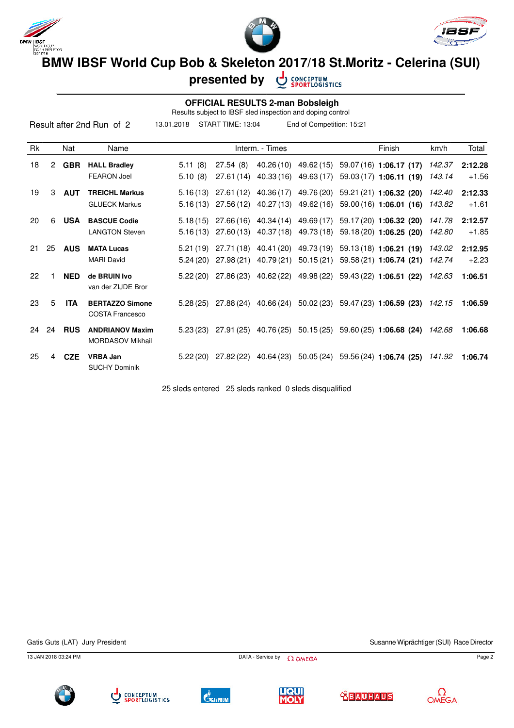# BMW IBSF World Cup Bob & Skeleton 2017/18 St.Moritz - Celerina (SUI)

**presented by** CONCEPTUM SPORTLOGISTICS

## OFFICIAL RESULTS 2-man Bobsleigh

Results subject to IBSF sled inspection and doping control

Result after 2nd Run of 2 &nbsp;&nbsp; 13.01.2018 &nbsp;&nbsp; START TIME: 13:04 &nbsp;&nbsp; End of Competition: 15:21

| Rk | | Nat | Name | Interm. - Times | | | | | Finish | km/h | Total |
|---|---|---|---|---|---|---|---|---|---|---|---|
| 18 | 2 | **GBR** | **HALL Bradley** | 5.11 (8) | 27.54 (8) | 40.26 (10) | 49.62 (15) | 59.07 (16) | **1:06.17 (17)** | *142.37* | **2:12.28** |
| | | | FEARON Joel | 5.10 (8) | 27.61 (14) | 40.33 (16) | 49.63 (17) | 59.03 (17) | **1:06.11 (19)** | *143.14* | +1.56 |
| 19 | 3 | **AUT** | **TREICHL Markus** | 5.16 (13) | 27.61 (12) | 40.36 (17) | 49.76 (20) | 59.21 (21) | **1:06.32 (20)** | *142.40* | **2:12.33** |
| | | | GLUECK Markus | 5.16 (13) | 27.56 (12) | 40.27 (13) | 49.62 (16) | 59.00 (16) | **1:06.01 (16)** | *143.82* | +1.61 |
| 20 | 6 | **USA** | **BASCUE Codie** | 5.18 (15) | 27.66 (16) | 40.34 (14) | 49.69 (17) | 59.17 (20) | **1:06.32 (20)** | *141.78* | **2:12.57** |
| | | | LANGTON Steven | 5.16 (13) | 27.60 (13) | 40.37 (18) | 49.73 (18) | 59.18 (20) | **1:06.25 (20)** | *142.80* | +1.85 |
| 21 | 25 | **AUS** | **MATA Lucas** | 5.21 (19) | 27.71 (18) | 40.41 (20) | 49.73 (19) | 59.13 (18) | **1:06.21 (19)** | *143.02* | **2:12.95** |
| | | | MARI David | 5.24 (20) | 27.98 (21) | 40.79 (21) | 50.15 (21) | 59.58 (21) | **1:06.74 (21)** | *142.74* | +2.23 |
| 22 | 1 | **NED** | **de BRUIN Ivo** | 5.22 (20) | 27.86 (23) | 40.62 (22) | 49.98 (22) | 59.43 (22) | **1:06.51 (22)** | *142.63* | **1:06.51** |
| | | | van der ZIJDE Bror | | | | | | | | |
| 23 | 5 | **ITA** | **BERTAZZO Simone** | 5.28 (25) | 27.88 (24) | 40.66 (24) | 50.02 (23) | 59.47 (23) | **1:06.59 (23)** | *142.15* | **1:06.59** |
| | | | COSTA Francesco | | | | | | | | |
| 24 | 24 | **RUS** | **ANDRIANOV Maxim** | 5.23 (23) | 27.91 (25) | 40.76 (25) | 50.15 (25) | 59.60 (25) | **1:06.68 (24)** | *142.68* | **1:06.68** |
| | | | MORDASOV Mikhail | | | | | | | | |
| 25 | 4 | **CZE** | **VRBA Jan** | 5.22 (20) | 27.82 (22) | 40.64 (23) | 50.05 (24) | 59.56 (24) | **1:06.74 (25)** | *141.92* | **1:06.74** |
| | | | SUCHY Dominik | | | | | | | | |

25 sleds entered &nbsp; 25 sleds ranked &nbsp; 0 sleds disqualified

Gatis Guts (LAT) Jury President &nbsp;&nbsp;&nbsp;&nbsp; Susanne Wiprächtiger (SUI) Race Director

13 JAN 2018 03:24 PM &nbsp;&nbsp; DATA - Service by OMEGA